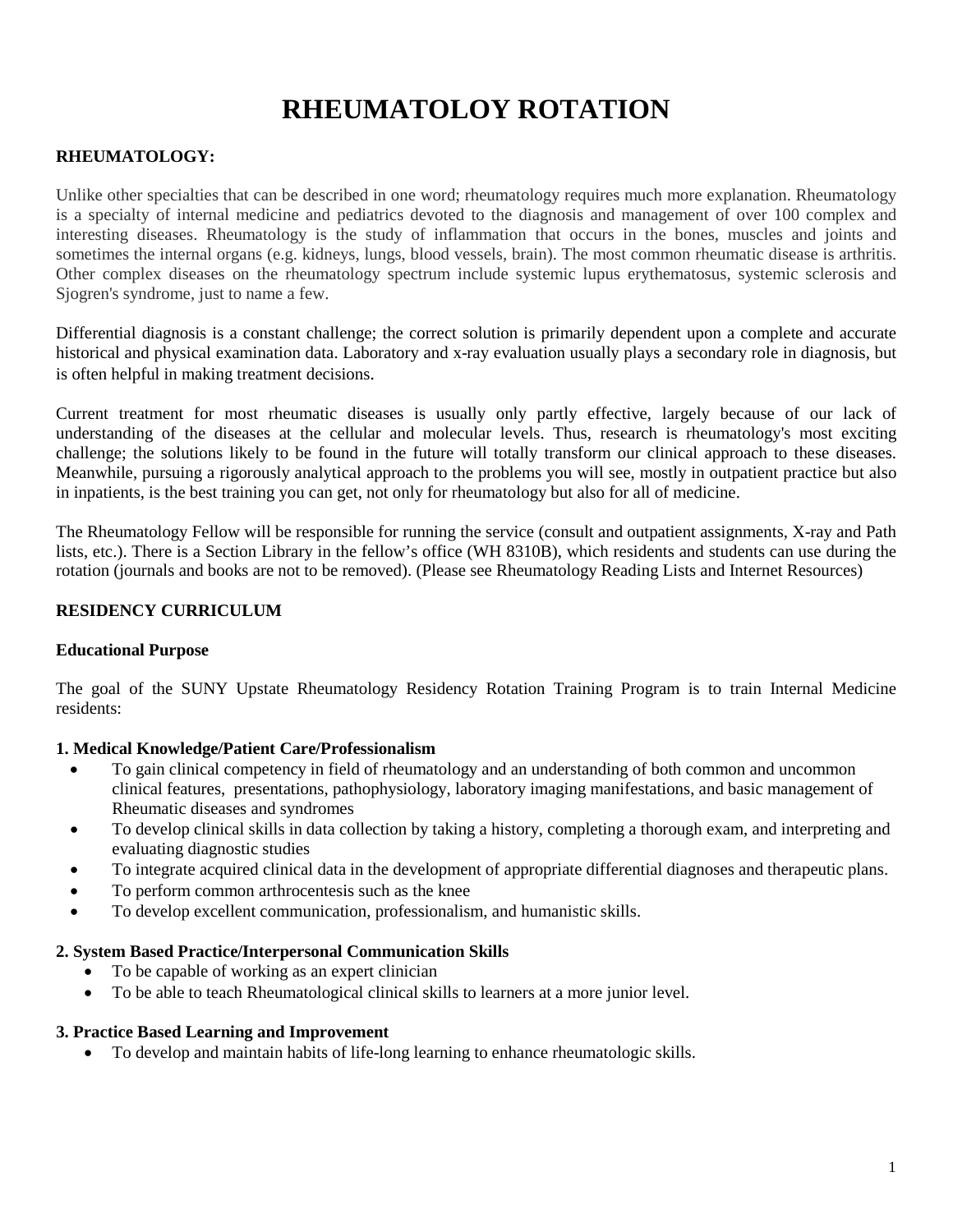# RHEUMATOLOY ROTATION

**RHEUMATOLOGY:**

Unlike other specialties that can be described in one word; rheumatology requires much more explanation. Rheumatology is a specialty of internal medicine and pediatrics devoted to the diagnosis and management of over 100 complex and interesting diseases. Rheumatology is the study of inflammation that occurs in the bones, muscles and joints and sometimes the internal organs (e.g. kidneys, lungs, blood vessels, brain). The most common rheumatic disease is arthritis. Other complex diseases on the rheumatology spectrum include systemic lupus erythematosus, systemic sclerosis and Sjogren's syndrome, just to name a few.

Differential diagnosis is a constant challenge; the correct solution is primarily dependent upon a complete and accurate historical and physical examination data. Laboratory and x-ray evaluation usually plays a secondary role in diagnosis, but is often helpful in making treatment decisions.

Current treatment for most rheumatic diseases is usually only partly effective, largely because of our lack of understanding of the diseases at the cellular and molecular levels. Thus, research is rheumatology's most exciting challenge; the solutions likely to be found in the future will totally transform our clinical approach to these diseases. Meanwhile, pursuing a rigorously analytical approach to the problems you will see, mostly in outpatient practice but also in inpatients, is the best training you can get, not only for rheumatology but also for all of medicine.

The Rheumatology Fellow will be responsible for running the service (consult and outpatient assignments, X-ray and Path lists, etc.). There is a Section Library in the fellow's office (WH 8310B), which residents and students can use during the rotation (journals and books are not to be removed). (Please see Rheumatology Reading Lists and Internet Resources)

**RESIDENCY CURRICULUM**

**Educational Purpose**

The goal of the SUNY Upstate Rheumatology Residency Rotation Training Program is to train Internal Medicine residents:

**1. Medical Knowledge/Patient Care/Professionalism**

- To gain clinical competency in field of rheumatology and an understanding of both common and uncommon clinical features, presentations, pathophysiology, laboratory imaging manifestations, and basic management of Rheumatic diseases and syndromes
- To develop clinical skills in data collection by taking a history, completing a thorough exam, and interpreting and evaluating diagnostic studies
- To integrate acquired clinical data in the development of appropriate differential diagnoses and therapeutic plans.
- To perform common arthrocentesis such as the knee
- To develop excellent communication, professionalism, and humanistic skills.

**2. System Based Practice/Interpersonal Communication Skills**

- To be capable of working as an expert clinician
- To be able to teach Rheumatological clinical skills to learners at a more junior level.

**3. Practice Based Learning and Improvement**

- To develop and maintain habits of life-long learning to enhance rheumatologic skills.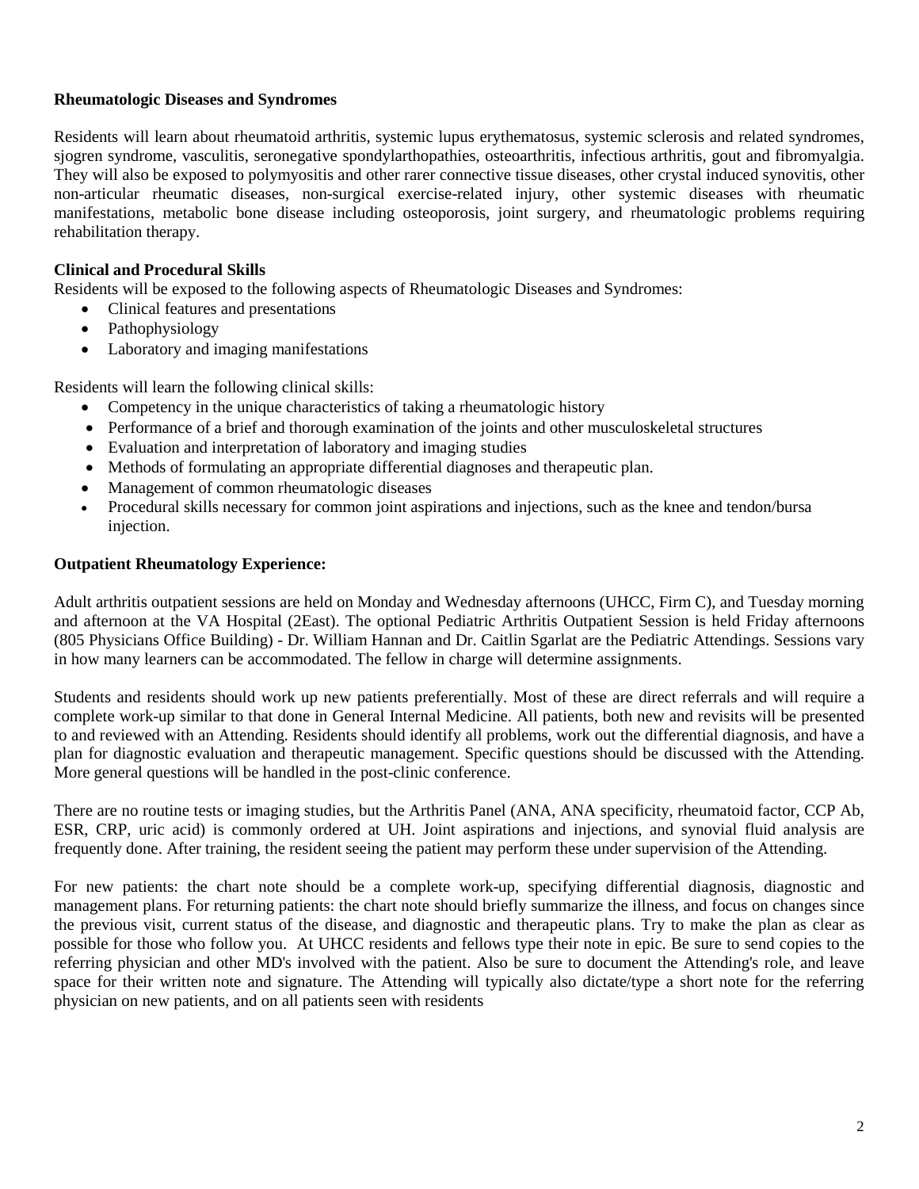**Rheumatologic Diseases and Syndromes**

Residents will learn about rheumatoid arthritis, systemic lupus erythematosus, systemic sclerosis and related syndromes, sjogren syndrome, vasculitis, seronegative spondylarthopathies, osteoarthritis, infectious arthritis, gout and fibromyalgia. They will also be exposed to polymyositis and other rarer connective tissue diseases, other crystal induced synovitis, other non-articular rheumatic diseases, non-surgical exercise-related injury, other systemic diseases with rheumatic manifestations, metabolic bone disease including osteoporosis, joint surgery, and rheumatologic problems requiring rehabilitation therapy.

**Clinical and Procedural Skills**

Residents will be exposed to the following aspects of Rheumatologic Diseases and Syndromes:

- Clinical features and presentations
- Pathophysiology
- Laboratory and imaging manifestations

Residents will learn the following clinical skills:

- Competency in the unique characteristics of taking a rheumatologic history
- Performance of a brief and thorough examination of the joints and other musculoskeletal structures
- Evaluation and interpretation of laboratory and imaging studies
- Methods of formulating an appropriate differential diagnoses and therapeutic plan.
- Management of common rheumatologic diseases
- Procedural skills necessary for common joint aspirations and injections, such as the knee and tendon/bursa injection.

**Outpatient Rheumatology Experience:**

Adult arthritis outpatient sessions are held on Monday and Wednesday afternoons (UHCC, Firm C), and Tuesday morning and afternoon at the VA Hospital (2East). The optional Pediatric Arthritis Outpatient Session is held Friday afternoons (805 Physicians Office Building) - Dr. William Hannan and Dr. Caitlin Sgarlat are the Pediatric Attendings. Sessions vary in how many learners can be accommodated. The fellow in charge will determine assignments.

Students and residents should work up new patients preferentially. Most of these are direct referrals and will require a complete work-up similar to that done in General Internal Medicine. All patients, both new and revisits will be presented to and reviewed with an Attending. Residents should identify all problems, work out the differential diagnosis, and have a plan for diagnostic evaluation and therapeutic management. Specific questions should be discussed with the Attending. More general questions will be handled in the post-clinic conference.

There are no routine tests or imaging studies, but the Arthritis Panel (ANA, ANA specificity, rheumatoid factor, CCP Ab, ESR, CRP, uric acid) is commonly ordered at UH. Joint aspirations and injections, and synovial fluid analysis are frequently done. After training, the resident seeing the patient may perform these under supervision of the Attending.

For new patients: the chart note should be a complete work-up, specifying differential diagnosis, diagnostic and management plans. For returning patients: the chart note should briefly summarize the illness, and focus on changes since the previous visit, current status of the disease, and diagnostic and therapeutic plans. Try to make the plan as clear as possible for those who follow you. At UHCC residents and fellows type their note in epic. Be sure to send copies to the referring physician and other MD's involved with the patient. Also be sure to document the Attending's role, and leave space for their written note and signature. The Attending will typically also dictate/type a short note for the referring physician on new patients, and on all patients seen with residents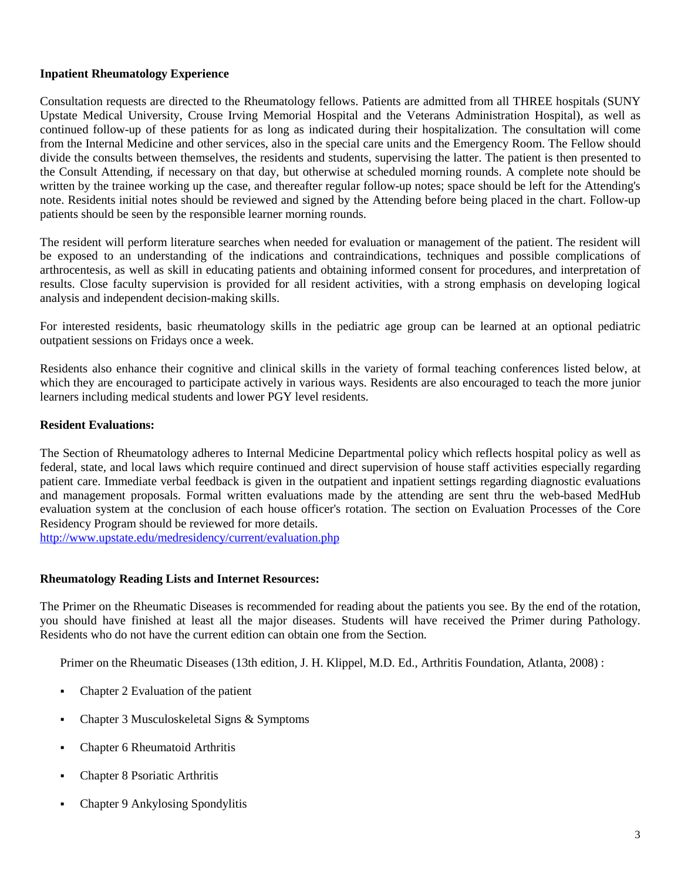**Inpatient Rheumatology Experience**

Consultation requests are directed to the Rheumatology fellows. Patients are admitted from all THREE hospitals (SUNY Upstate Medical University, Crouse Irving Memorial Hospital and the Veterans Administration Hospital), as well as continued follow-up of these patients for as long as indicated during their hospitalization. The consultation will come from the Internal Medicine and other services, also in the special care units and the Emergency Room. The Fellow should divide the consults between themselves, the residents and students, supervising the latter. The patient is then presented to the Consult Attending, if necessary on that day, but otherwise at scheduled morning rounds. A complete note should be written by the trainee working up the case, and thereafter regular follow-up notes; space should be left for the Attending's note. Residents initial notes should be reviewed and signed by the Attending before being placed in the chart. Follow-up patients should be seen by the responsible learner morning rounds.

The resident will perform literature searches when needed for evaluation or management of the patient. The resident will be exposed to an understanding of the indications and contraindications, techniques and possible complications of arthrocentesis, as well as skill in educating patients and obtaining informed consent for procedures, and interpretation of results. Close faculty supervision is provided for all resident activities, with a strong emphasis on developing logical analysis and independent decision-making skills.

For interested residents, basic rheumatology skills in the pediatric age group can be learned at an optional pediatric outpatient sessions on Fridays once a week.

Residents also enhance their cognitive and clinical skills in the variety of formal teaching conferences listed below, at which they are encouraged to participate actively in various ways. Residents are also encouraged to teach the more junior learners including medical students and lower PGY level residents.

**Resident Evaluations:**

The Section of Rheumatology adheres to Internal Medicine Departmental policy which reflects hospital policy as well as federal, state, and local laws which require continued and direct supervision of house staff activities especially regarding patient care. Immediate verbal feedback is given in the outpatient and inpatient settings regarding diagnostic evaluations and management proposals. Formal written evaluations made by the attending are sent thru the web-based MedHub evaluation system at the conclusion of each house officer's rotation. The section on Evaluation Processes of the Core Residency Program should be reviewed for more details.
http://www.upstate.edu/medresidency/current/evaluation.php

**Rheumatology Reading Lists and Internet Resources:**

The Primer on the Rheumatic Diseases is recommended for reading about the patients you see. By the end of the rotation, you should have finished at least all the major diseases. Students will have received the Primer during Pathology. Residents who do not have the current edition can obtain one from the Section.

Primer on the Rheumatic Diseases (13th edition, J. H. Klippel, M.D. Ed., Arthritis Foundation, Atlanta, 2008) :

- Chapter 2 Evaluation of the patient
- Chapter 3 Musculoskeletal Signs & Symptoms
- Chapter 6 Rheumatoid Arthritis
- Chapter 8 Psoriatic Arthritis
- Chapter 9 Ankylosing Spondylitis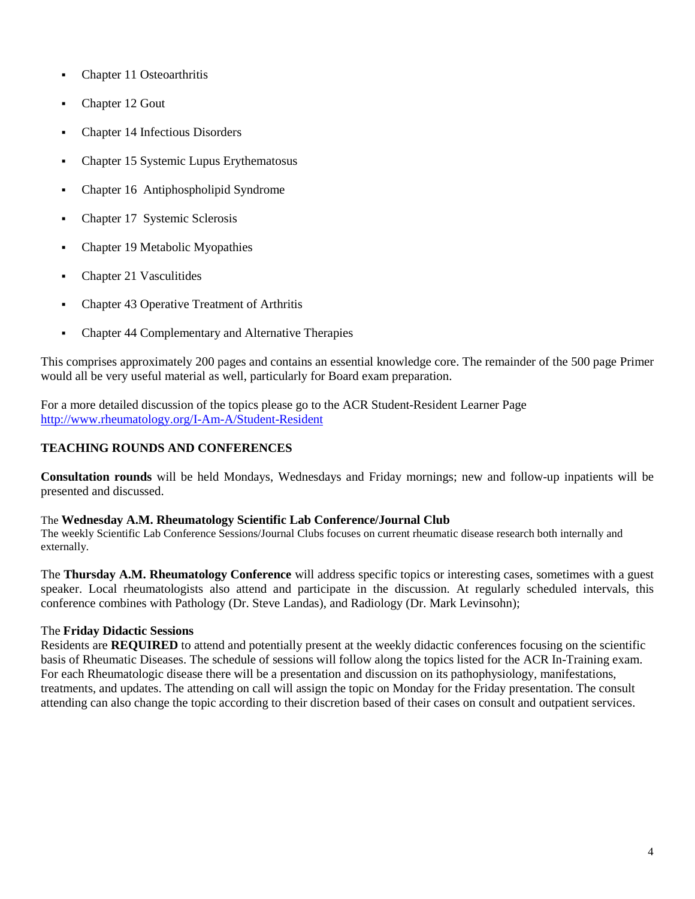- Chapter 11 Osteoarthritis
- Chapter 12 Gout
- Chapter 14 Infectious Disorders
- Chapter 15 Systemic Lupus Erythematosus
- Chapter 16 Antiphospholipid Syndrome
- Chapter 17 Systemic Sclerosis
- Chapter 19 Metabolic Myopathies
- Chapter 21 Vasculitides
- Chapter 43 Operative Treatment of Arthritis
- Chapter 44 Complementary and Alternative Therapies

This comprises approximately 200 pages and contains an essential knowledge core. The remainder of the 500 page Primer would all be very useful material as well, particularly for Board exam preparation.

For a more detailed discussion of the topics please go to the ACR Student-Resident Learner Page
http://www.rheumatology.org/I-Am-A/Student-Resident

## TEACHING ROUNDS AND CONFERENCES

**Consultation rounds** will be held Mondays, Wednesdays and Friday mornings; new and follow-up inpatients will be presented and discussed.

The **Wednesday A.M. Rheumatology Scientific Lab Conference/Journal Club**
The weekly Scientific Lab Conference Sessions/Journal Clubs focuses on current rheumatic disease research both internally and externally.

The **Thursday A.M. Rheumatology Conference** will address specific topics or interesting cases, sometimes with a guest speaker. Local rheumatologists also attend and participate in the discussion. At regularly scheduled intervals, this conference combines with Pathology (Dr. Steve Landas), and Radiology (Dr. Mark Levinsohn);

The **Friday Didactic Sessions**
Residents are **REQUIRED** to attend and potentially present at the weekly didactic conferences focusing on the scientific basis of Rheumatic Diseases. The schedule of sessions will follow along the topics listed for the ACR In-Training exam. For each Rheumatologic disease there will be a presentation and discussion on its pathophysiology, manifestations, treatments, and updates. The attending on call will assign the topic on Monday for the Friday presentation. The consult attending can also change the topic according to their discretion based of their cases on consult and outpatient services.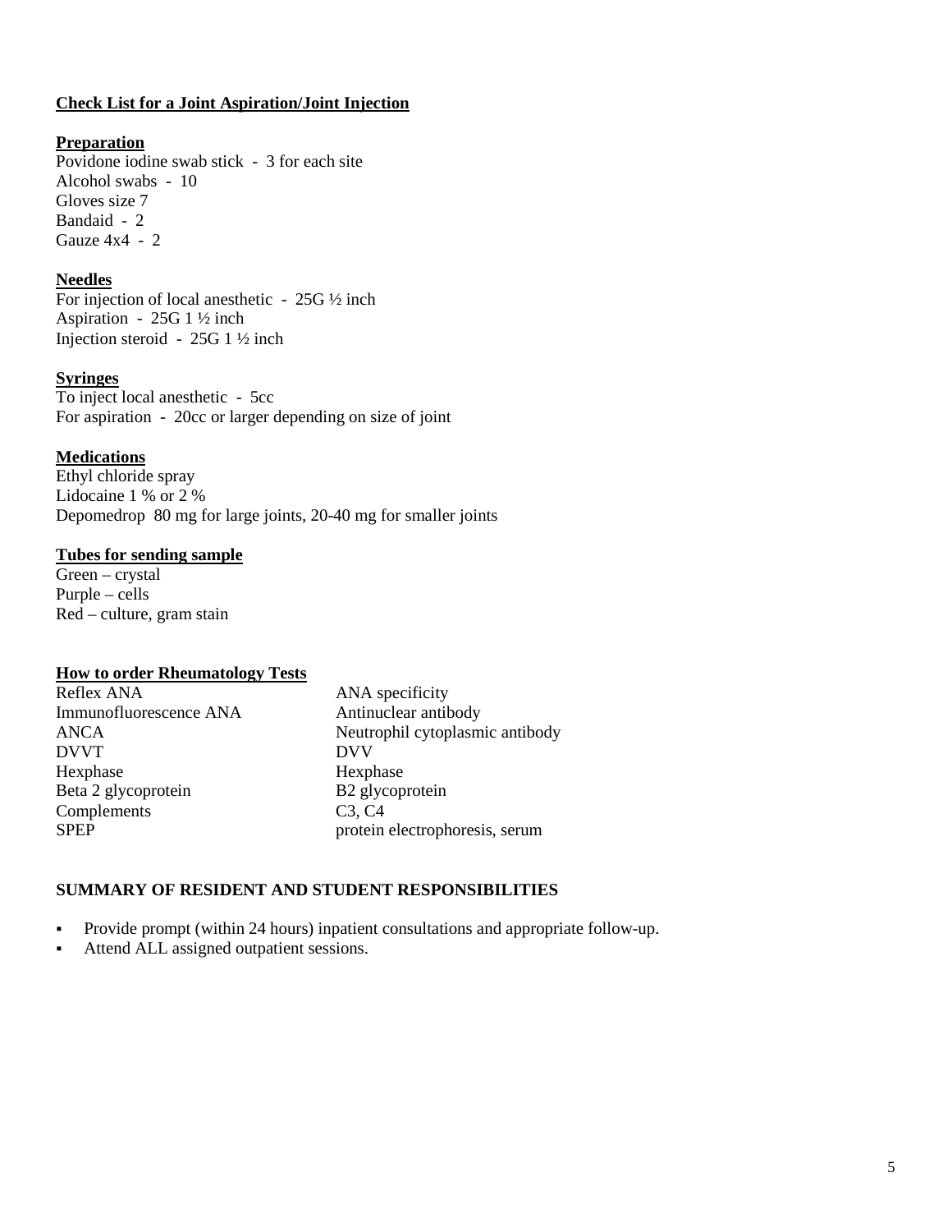## Check List for a Joint Aspiration/Joint Injection

### Preparation

Povidone iodine swab stick - 3 for each site
Alcohol swabs - 10
Gloves size 7
Bandaid - 2
Gauze 4x4 - 2

### Needles

For injection of local anesthetic - 25G ½ inch
Aspiration - 25G 1 ½ inch
Injection steroid - 25G 1 ½ inch

### Syringes

To inject local anesthetic - 5cc
For aspiration - 20cc or larger depending on size of joint

### Medications

Ethyl chloride spray
Lidocaine 1 % or 2 %
Depomedrop 80 mg for large joints, 20-40 mg for smaller joints

### Tubes for sending sample

Green – crystal
Purple – cells
Red – culture, gram stain

### How to order Rheumatology Tests

| | |
|---|---|
| Reflex ANA | ANA specificity |
| Immunofluorescence ANA | Antinuclear antibody |
| ANCA | Neutrophil cytoplasmic antibody |
| DVVT | DVV |
| Hexphase | Hexphase |
| Beta 2 glycoprotein | B2 glycoprotein |
| Complements | C3, C4 |
| SPEP | protein electrophoresis, serum |

## SUMMARY OF RESIDENT AND STUDENT RESPONSIBILITIES

- Provide prompt (within 24 hours) inpatient consultations and appropriate follow-up.
- Attend ALL assigned outpatient sessions.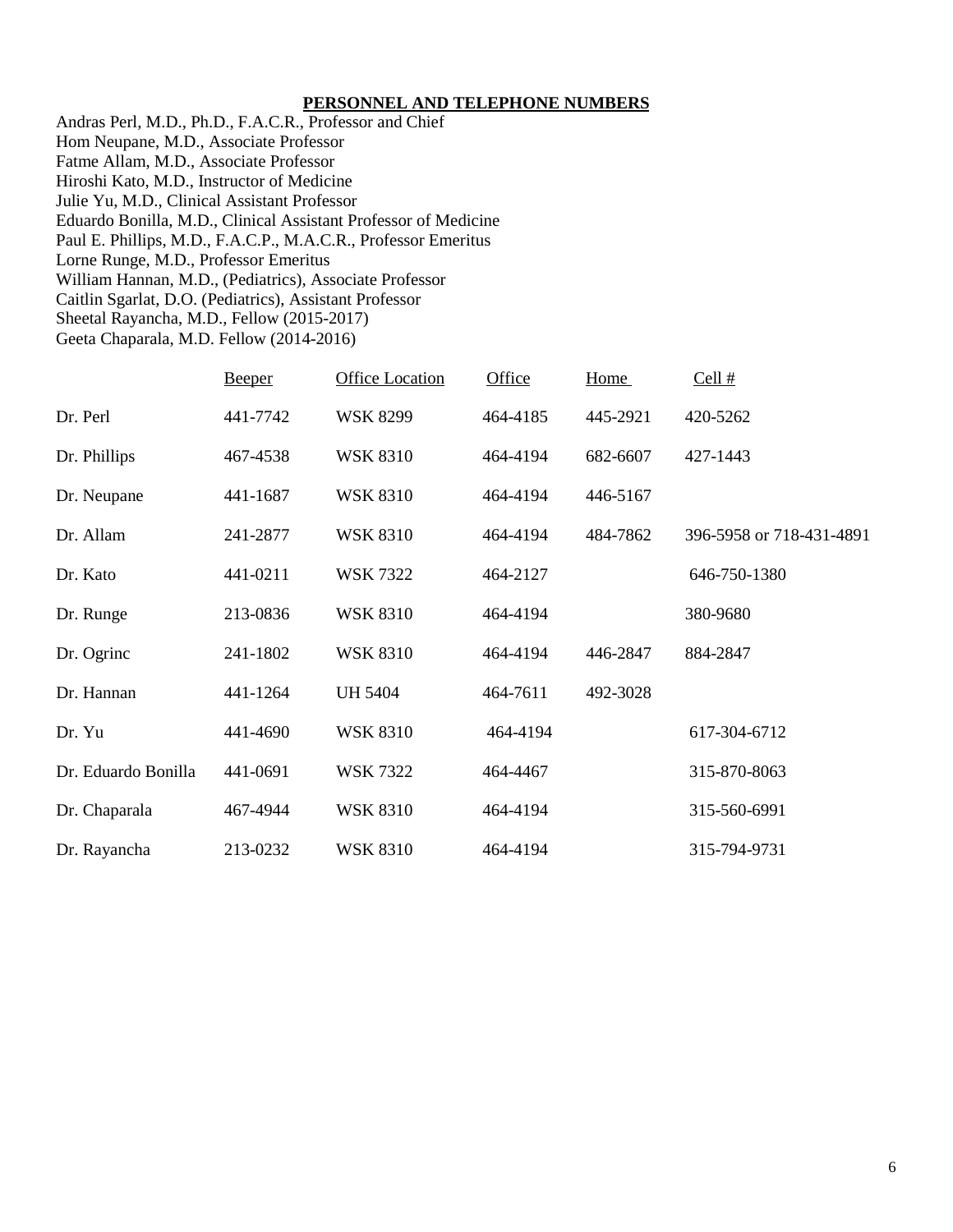**PERSONNEL AND TELEPHONE NUMBERS**

Andras Perl, M.D., Ph.D., F.A.C.R., Professor and Chief
Hom Neupane, M.D., Associate Professor
Fatme Allam, M.D., Associate Professor
Hiroshi Kato, M.D., Instructor of Medicine
Julie Yu, M.D., Clinical Assistant Professor
Eduardo Bonilla, M.D., Clinical Assistant Professor of Medicine
Paul E. Phillips, M.D., F.A.C.P., M.A.C.R., Professor Emeritus
Lorne Runge, M.D., Professor Emeritus
William Hannan, M.D., (Pediatrics), Associate Professor
Caitlin Sgarlat, D.O. (Pediatrics), Assistant Professor
Sheetal Rayancha, M.D., Fellow (2015-2017)
Geeta Chaparala, M.D. Fellow (2014-2016)

| | Beeper | Office Location | Office | Home | Cell # |
|---|---|---|---|---|---|
| Dr. Perl | 441-7742 | WSK 8299 | 464-4185 | 445-2921 | 420-5262 |
| Dr. Phillips | 467-4538 | WSK 8310 | 464-4194 | 682-6607 | 427-1443 |
| Dr. Neupane | 441-1687 | WSK 8310 | 464-4194 | 446-5167 | |
| Dr. Allam | 241-2877 | WSK 8310 | 464-4194 | 484-7862 | 396-5958 or 718-431-4891 |
| Dr. Kato | 441-0211 | WSK 7322 | 464-2127 | | 646-750-1380 |
| Dr. Runge | 213-0836 | WSK 8310 | 464-4194 | | 380-9680 |
| Dr. Ogrinc | 241-1802 | WSK 8310 | 464-4194 | 446-2847 | 884-2847 |
| Dr. Hannan | 441-1264 | UH 5404 | 464-7611 | 492-3028 | |
| Dr. Yu | 441-4690 | WSK 8310 | 464-4194 | | 617-304-6712 |
| Dr. Eduardo Bonilla | 441-0691 | WSK 7322 | 464-4467 | | 315-870-8063 |
| Dr. Chaparala | 467-4944 | WSK 8310 | 464-4194 | | 315-560-6991 |
| Dr. Rayancha | 213-0232 | WSK 8310 | 464-4194 | | 315-794-9731 |